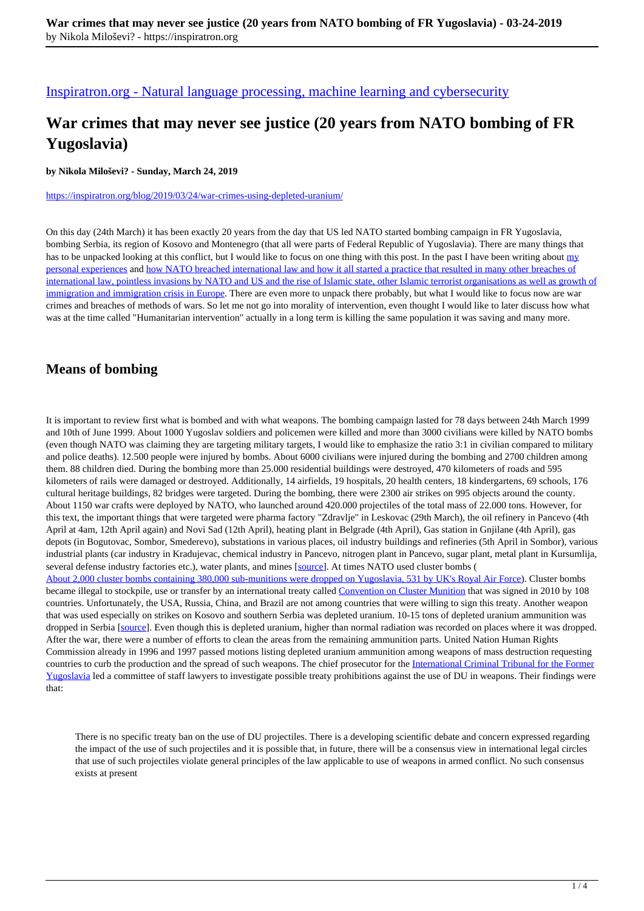[Inspiratron.org - Natural language processing, machine learning and cybersecurity](https://inspiratron.org)

# War crimes that may never see justice (20 years from NATO bombing of FR Yugoslavia)

**by Nikola Miloševi? - Sunday, March 24, 2019**

https://inspiratron.org/blog/2019/03/24/war-crimes-using-depleted-uranium/

On this day (24th March) it has been exactly 20 years from the day that US led NATO started bombing campaign in FR Yugoslavia, bombing Serbia, its region of Kosovo and Montenegro (that all were parts of Federal Republic of Yugoslavia). There are many things that has to be unpacked looking at this conflict, but I would like to focus on one thing with this post. In the past I have been writing about [my personal experiences]() and [how NATO breached international law and how it all started a practice that resulted in many other breaches of international law, pointless invasions by NATO and US and the rise of Islamic state, other Islamic terrorist organisations as well as growth of immigration and immigration crisis in Europe](). There are even more to unpack there probably, but what I would like to focus now are war crimes and breaches of methods of wars. So let me not go into morality of intervention, even thought I would like to later discuss how what was at the time called "Humanitarian intervention" actually in a long term is killing the same population it was saving and many more.

## Means of bombing

It is important to review first what is bombed and with what weapons. The bombing campaign lasted for 78 days between 24th March 1999 and 10th of June 1999. About 1000 Yugoslav soldiers and policemen were killed and more than 3000 civilians were killed by NATO bombs (even though NATO was claiming they are targeting military targets, I would like to emphasize the ratio 3:1 in civilian compared to military and police deaths). 12.500 people were injured by bombs. About 6000 civilians were injured during the bombing and 2700 children among them. 88 children died. During the bombing more than 25.000 residential buildings were destroyed, 470 kilometers of roads and 595 kilometers of rails were damaged or destroyed. Additionally, 14 airfields, 19 hospitals, 20 health centers, 18 kindergartens, 69 schools, 176 cultural heritage buildings, 82 bridges were targeted. During the bombing, there were 2300 air strikes on 995 objects around the county. About 1150 war crafts were deployed by NATO, who launched around 420.000 projectiles of the total mass of 22.000 tons. However, for this text, the important things that were targeted were pharma factory "Zdravlje" in Leskovac (29th March), the oil refinery in Pancevo (4th April at 4am, 12th April again) and Novi Sad (12th April), heating plant in Belgrade (4th April), Gas station in Gnjilane (4th April), gas depots (in Bogutovac, Sombor, Smederevo), substations in various places, oil industry buildings and refineries (5th April in Sombor), various industrial plants (car industry in Kradujevac, chemical industry in Pancevo, nitrogen plant in Pancevo, sugar plant, metal plant in Kursumlija, several defense industry factories etc.), water plants, and mines [[source]()]. At times NATO used cluster bombs ([About 2,000 cluster bombs containing 380,000 sub-munitions were dropped on Yugoslavia, 531 by UK's Royal Air Force]()). Cluster bombs became illegal to stockpile, use or transfer by an international treaty called [Convention on Cluster Munition]() that was signed in 2010 by 108 countries. Unfortunately, the USA, Russia, China, and Brazil are not among countries that were willing to sign this treaty. Another weapon that was used especially on strikes on Kosovo and southern Serbia was depleted uranium. 10-15 tons of depleted uranium ammunition was dropped in Serbia [[source]()]. Even though this is depleted uranium, higher than normal radiation was recorded on places where it was dropped. After the war, there were a number of efforts to clean the areas from the remaining ammunition parts. United Nation Human Rights Commission already in 1996 and 1997 passed motions listing depleted uranium ammunition among weapons of mass destruction requesting countries to curb the production and the spread of such weapons. The chief prosecutor for the [International Criminal Tribunal for the Former Yugoslavia]() led a committee of staff lawyers to investigate possible treaty prohibitions against the use of DU in weapons. Their findings were that:

> There is no specific treaty ban on the use of DU projectiles. There is a developing scientific debate and concern expressed regarding the impact of the use of such projectiles and it is possible that, in future, there will be a consensus view in international legal circles that use of such projectiles violate general principles of the law applicable to use of weapons in armed conflict. No such consensus exists at present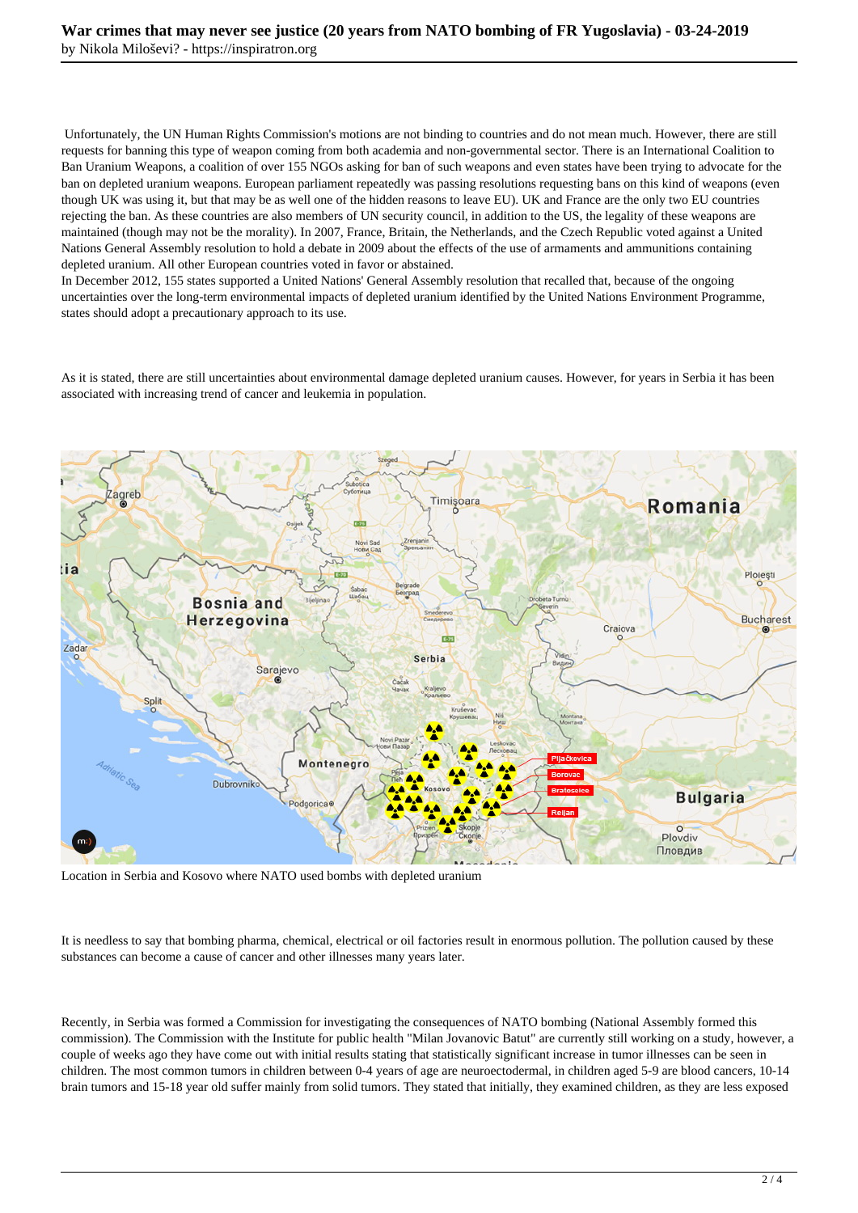Unfortunately, the UN Human Rights Commission's motions are not binding to countries and do not mean much. However, there are still requests for banning this type of weapon coming from both academia and non-governmental sector. There is an International Coalition to Ban Uranium Weapons, a coalition of over 155 NGOs asking for ban of such weapons and even states have been trying to advocate for the ban on depleted uranium weapons. European parliament repeatedly was passing resolutions requesting bans on this kind of weapons (even though UK was using it, but that may be as well one of the hidden reasons to leave EU). UK and France are the only two EU countries rejecting the ban. As these countries are also members of UN security council, in addition to the US, the legality of these weapons are maintained (though may not be the morality). In 2007, France, Britain, the Netherlands, and the Czech Republic voted against a United Nations General Assembly resolution to hold a debate in 2009 about the effects of the use of armaments and ammunitions containing depleted uranium. All other European countries voted in favor or abstained.

In December 2012, 155 states supported a United Nations' General Assembly resolution that recalled that, because of the ongoing uncertainties over the long-term environmental impacts of depleted uranium identified by the United Nations Environment Programme, states should adopt a precautionary approach to its use.

As it is stated, there are still uncertainties about environmental damage depleted uranium causes. However, for years in Serbia it has been associated with increasing trend of cancer and leukemia in population.

Location in Serbia and Kosovo where NATO used bombs with depleted uranium

It is needless to say that bombing pharma, chemical, electrical or oil factories result in enormous pollution. The pollution caused by these substances can become a cause of cancer and other illnesses many years later.

Recently, in Serbia was formed a Commission for investigating the consequences of NATO bombing (National Assembly formed this commission). The Commission with the Institute for public health "Milan Jovanovic Batut" are currently still working on a study, however, a couple of weeks ago they have come out with initial results stating that statistically significant increase in tumor illnesses can be seen in children. The most common tumors in children between 0-4 years of age are neuroectodermal, in children aged 5-9 are blood cancers, 10-14 brain tumors and 15-18 year old suffer mainly from solid tumors. They stated that initially, they examined children, as they are less exposed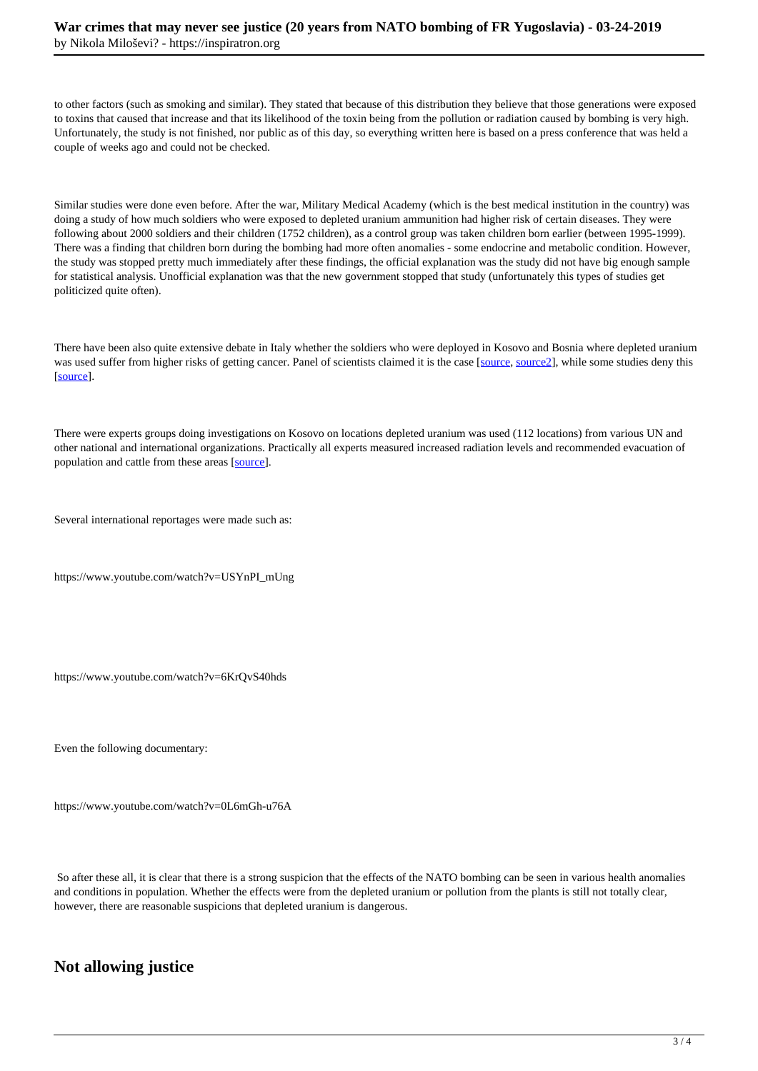to other factors (such as smoking and similar). They stated that because of this distribution they believe that those generations were exposed to toxins that caused that increase and that its likelihood of the toxin being from the pollution or radiation caused by bombing is very high. Unfortunately, the study is not finished, nor public as of this day, so everything written here is based on a press conference that was held a couple of weeks ago and could not be checked.

Similar studies were done even before. After the war, Military Medical Academy (which is the best medical institution in the country) was doing a study of how much soldiers who were exposed to depleted uranium ammunition had higher risk of certain diseases. They were following about 2000 soldiers and their children (1752 children), as a control group was taken children born earlier (between 1995-1999). There was a finding that children born during the bombing had more often anomalies - some endocrine and metabolic condition. However, the study was stopped pretty much immediately after these findings, the official explanation was the study did not have big enough sample for statistical analysis. Unofficial explanation was that the new government stopped that study (unfortunately this types of studies get politicized quite often).

There have been also quite extensive debate in Italy whether the soldiers who were deployed in Kosovo and Bosnia where depleted uranium was used suffer from higher risks of getting cancer. Panel of scientists claimed it is the case [source, source2], while some studies deny this [source].

There were experts groups doing investigations on Kosovo on locations depleted uranium was used (112 locations) from various UN and other national and international organizations. Practically all experts measured increased radiation levels and recommended evacuation of population and cattle from these areas [source].

Several international reportages were made such as:

https://www.youtube.com/watch?v=USYnPI_mUng

https://www.youtube.com/watch?v=6KrQvS40hds

Even the following documentary:

https://www.youtube.com/watch?v=0L6mGh-u76A

So after these all, it is clear that there is a strong suspicion that the effects of the NATO bombing can be seen in various health anomalies and conditions in population. Whether the effects were from the depleted uranium or pollution from the plants is still not totally clear, however, there are reasonable suspicions that depleted uranium is dangerous.

## Not allowing justice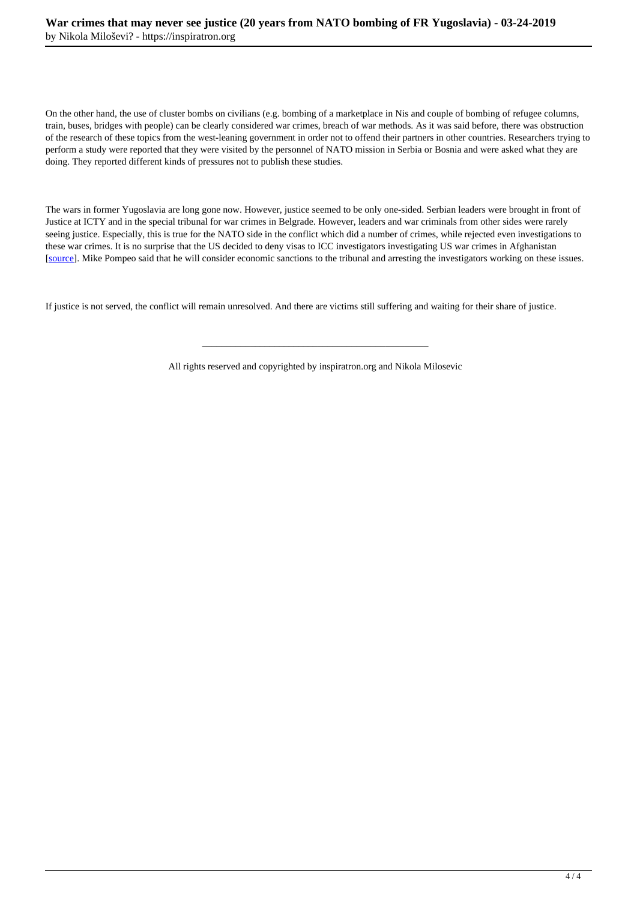On the other hand, the use of cluster bombs on civilians (e.g. bombing of a marketplace in Nis and couple of bombing of refugee columns, train, buses, bridges with people) can be clearly considered war crimes, breach of war methods. As it was said before, there was obstruction of the research of these topics from the west-leaning government in order not to offend their partners in other countries. Researchers trying to perform a study were reported that they were visited by the personnel of NATO mission in Serbia or Bosnia and were asked what they are doing. They reported different kinds of pressures not to publish these studies.

The wars in former Yugoslavia are long gone now. However, justice seemed to be only one-sided. Serbian leaders were brought in front of Justice at ICTY and in the special tribunal for war crimes in Belgrade. However, leaders and war criminals from other sides were rarely seeing justice. Especially, this is true for the NATO side in the conflict which did a number of crimes, while rejected even investigations to these war crimes. It is no surprise that the US decided to deny visas to ICC investigators investigating US war crimes in Afghanistan [source]. Mike Pompeo said that he will consider economic sanctions to the tribunal and arresting the investigators working on these issues.

If justice is not served, the conflict will remain unresolved. And there are victims still suffering and waiting for their share of justice.

---

All rights reserved and copyrighted by inspiratron.org and Nikola Milosevic